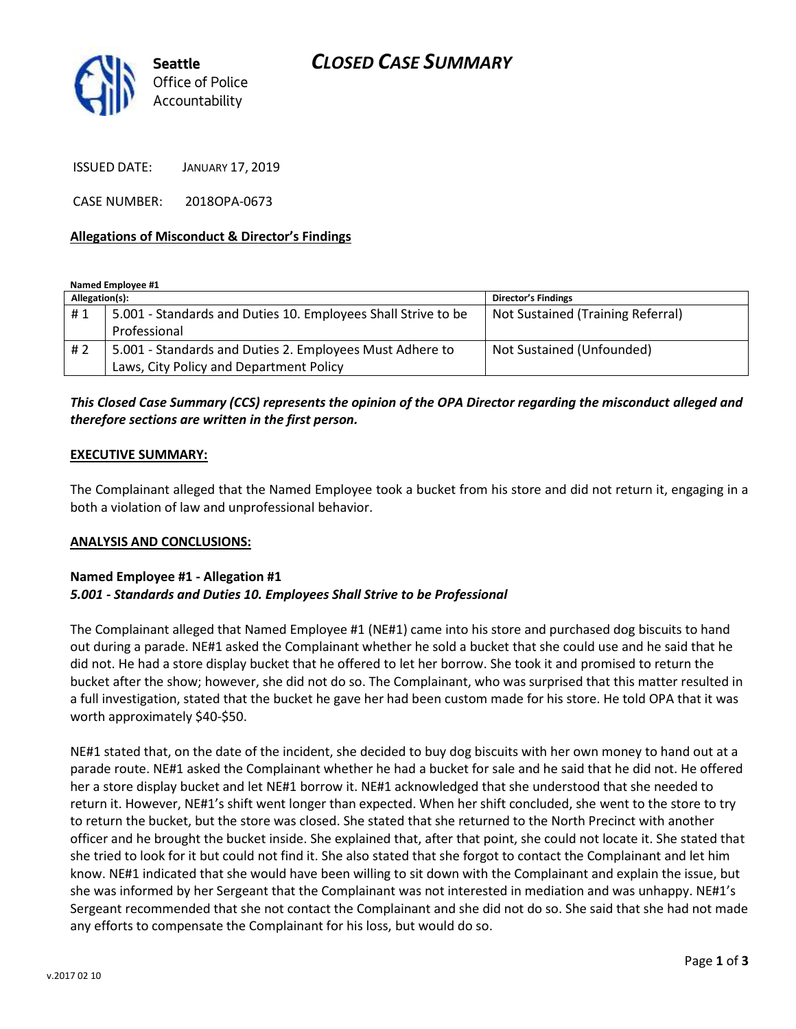**Seattle** Office of Police Accountability

# CLOSED CASE SUMMARY

ISSUED DATE: JANUARY 17, 2019

CASE NUMBER: 2018OPA-0673

**Allegations of Misconduct & Director's Findings**

**Named Employee #1**

| Allegation(s): | | Director's Findings |
|---|---|---|
| # 1 | 5.001 - Standards and Duties 10. Employees Shall Strive to be Professional | Not Sustained (Training Referral) |
| # 2 | 5.001 - Standards and Duties 2. Employees Must Adhere to Laws, City Policy and Department Policy | Not Sustained (Unfounded) |

***This Closed Case Summary (CCS) represents the opinion of the OPA Director regarding the misconduct alleged and therefore sections are written in the first person.***

**EXECUTIVE SUMMARY:**

The Complainant alleged that the Named Employee took a bucket from his store and did not return it, engaging in a both a violation of law and unprofessional behavior.

**ANALYSIS AND CONCLUSIONS:**

**Named Employee #1 - Allegation #1**
***5.001 - Standards and Duties 10. Employees Shall Strive to be Professional***

The Complainant alleged that Named Employee #1 (NE#1) came into his store and purchased dog biscuits to hand out during a parade. NE#1 asked the Complainant whether he sold a bucket that she could use and he said that he did not. He had a store display bucket that he offered to let her borrow. She took it and promised to return the bucket after the show; however, she did not do so. The Complainant, who was surprised that this matter resulted in a full investigation, stated that the bucket he gave her had been custom made for his store. He told OPA that it was worth approximately $40-$50.

NE#1 stated that, on the date of the incident, she decided to buy dog biscuits with her own money to hand out at a parade route. NE#1 asked the Complainant whether he had a bucket for sale and he said that he did not. He offered her a store display bucket and let NE#1 borrow it. NE#1 acknowledged that she understood that she needed to return it. However, NE#1's shift went longer than expected. When her shift concluded, she went to the store to try to return the bucket, but the store was closed. She stated that she returned to the North Precinct with another officer and he brought the bucket inside. She explained that, after that point, she could not locate it. She stated that she tried to look for it but could not find it. She also stated that she forgot to contact the Complainant and let him know. NE#1 indicated that she would have been willing to sit down with the Complainant and explain the issue, but she was informed by her Sergeant that the Complainant was not interested in mediation and was unhappy. NE#1's Sergeant recommended that she not contact the Complainant and she did not do so. She said that she had not made any efforts to compensate the Complainant for his loss, but would do so.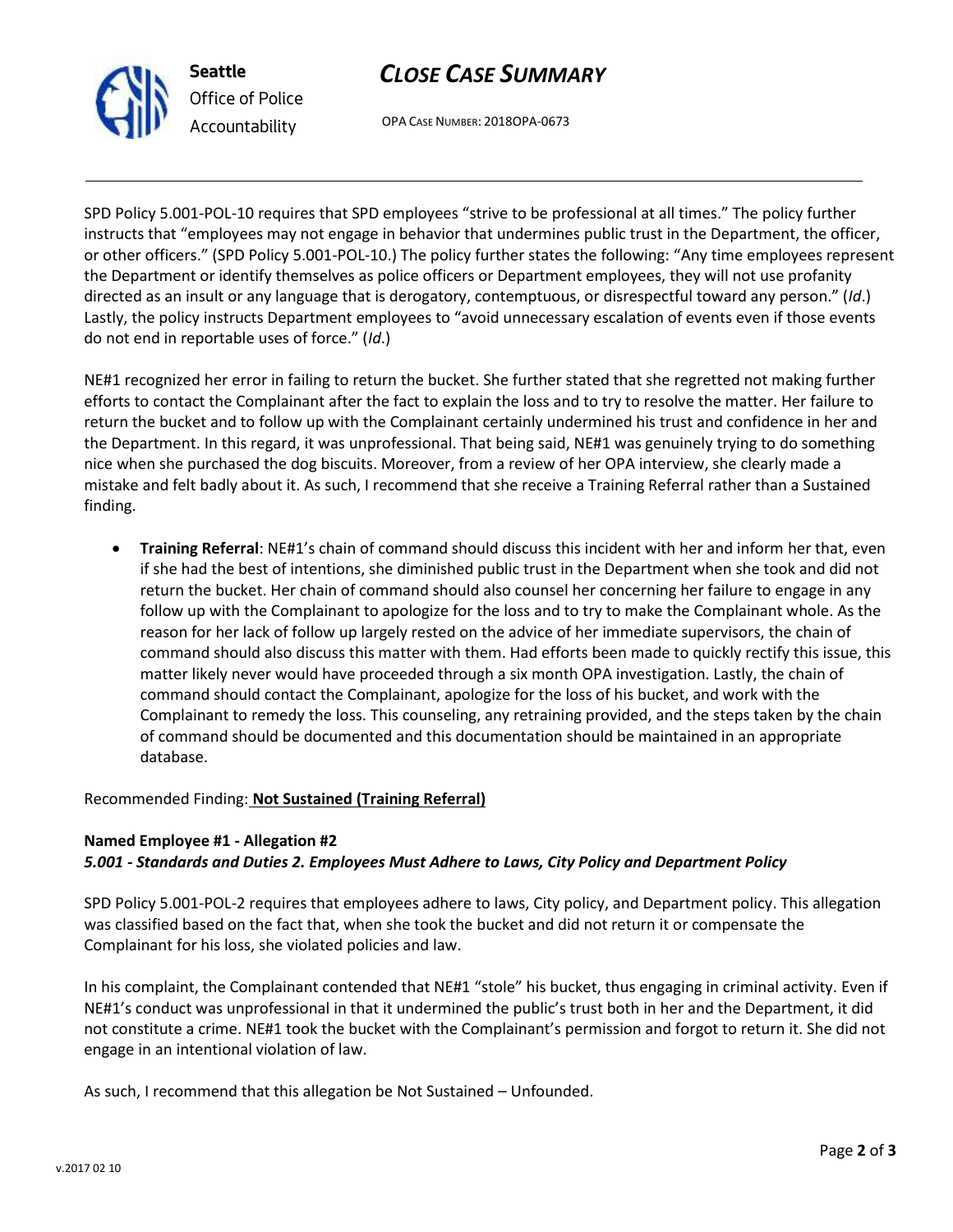SPD Policy 5.001-POL-10 requires that SPD employees “strive to be professional at all times.” The policy further instructs that “employees may not engage in behavior that undermines public trust in the Department, the officer, or other officers.” (SPD Policy 5.001-POL-10.) The policy further states the following: “Any time employees represent the Department or identify themselves as police officers or Department employees, they will not use profanity directed as an insult or any language that is derogatory, contemptuous, or disrespectful toward any person.” (*Id*.) Lastly, the policy instructs Department employees to “avoid unnecessary escalation of events even if those events do not end in reportable uses of force.” (*Id*.)

NE#1 recognized her error in failing to return the bucket. She further stated that she regretted not making further efforts to contact the Complainant after the fact to explain the loss and to try to resolve the matter. Her failure to return the bucket and to follow up with the Complainant certainly undermined his trust and confidence in her and the Department. In this regard, it was unprofessional. That being said, NE#1 was genuinely trying to do something nice when she purchased the dog biscuits. Moreover, from a review of her OPA interview, she clearly made a mistake and felt badly about it. As such, I recommend that she receive a Training Referral rather than a Sustained finding.

- **Training Referral**: NE#1’s chain of command should discuss this incident with her and inform her that, even if she had the best of intentions, she diminished public trust in the Department when she took and did not return the bucket. Her chain of command should also counsel her concerning her failure to engage in any follow up with the Complainant to apologize for the loss and to try to make the Complainant whole. As the reason for her lack of follow up largely rested on the advice of her immediate supervisors, the chain of command should also discuss this matter with them. Had efforts been made to quickly rectify this issue, this matter likely never would have proceeded through a six month OPA investigation. Lastly, the chain of command should contact the Complainant, apologize for the loss of his bucket, and work with the Complainant to remedy the loss. This counseling, any retraining provided, and the steps taken by the chain of command should be documented and this documentation should be maintained in an appropriate database.

Recommended Finding: **Not Sustained (Training Referral)**

**Named Employee #1 - Allegation #2**
***5.001 - Standards and Duties 2. Employees Must Adhere to Laws, City Policy and Department Policy***

SPD Policy 5.001-POL-2 requires that employees adhere to laws, City policy, and Department policy. This allegation was classified based on the fact that, when she took the bucket and did not return it or compensate the Complainant for his loss, she violated policies and law.

In his complaint, the Complainant contended that NE#1 “stole” his bucket, thus engaging in criminal activity. Even if NE#1’s conduct was unprofessional in that it undermined the public’s trust both in her and the Department, it did not constitute a crime. NE#1 took the bucket with the Complainant’s permission and forgot to return it. She did not engage in an intentional violation of law.

As such, I recommend that this allegation be Not Sustained – Unfounded.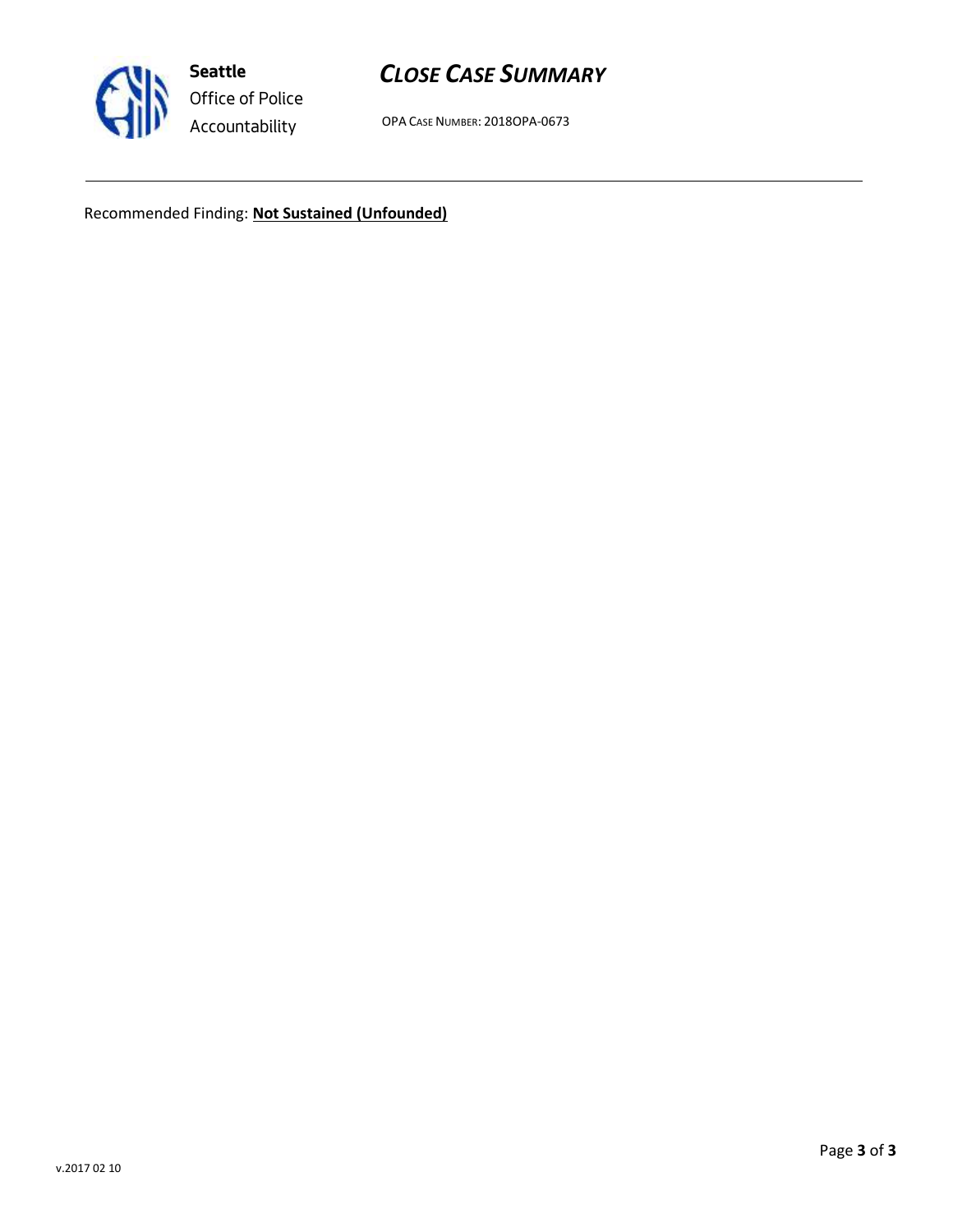Recommended Finding: **Not Sustained (Unfounded)**